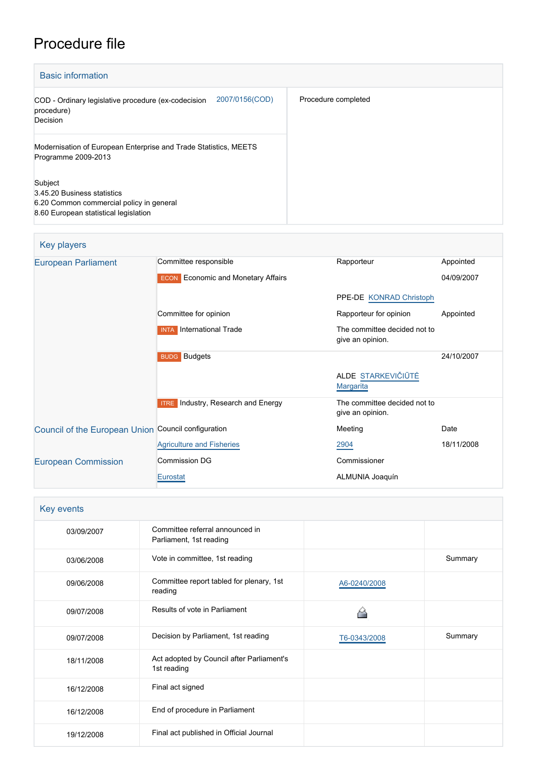# Procedure file

## Basic information

| | |
|---|---|
| COD - Ordinary legislative procedure (ex-codecision procedure) Decision 2007/0156(COD) | Procedure completed |
| Modernisation of European Enterprise and Trade Statistics, MEETS Programme 2009-2013 | |
| Subject<br>3.45.20 Business statistics<br>6.20 Common commercial policy in general<br>8.60 European statistical legislation | |

## Key players

| | | | |
|---|---|---|---|
| European Parliament | Committee responsible | Rapporteur | Appointed |
| | ECON Economic and Monetary Affairs | | 04/09/2007 |
| | | PPE-DE KONRAD Christoph | |
| | Committee for opinion | Rapporteur for opinion | Appointed |
| | INTA International Trade | The committee decided not to give an opinion. | |
| | BUDG Budgets | | 24/10/2007 |
| | | ALDE STARKEVIČIŪTĖ Margarita | |
| | ITRE Industry, Research and Energy | The committee decided not to give an opinion. | |
| Council of the European Union | Council configuration | Meeting | Date |
| | Agriculture and Fisheries | 2904 | 18/11/2008 |
| European Commission | Commission DG | Commissioner | |
| | Eurostat | ALMUNIA Joaquín | |

## Key events

| | | | |
|---|---|---|---|
| 03/09/2007 | Committee referral announced in Parliament, 1st reading | | |
| 03/06/2008 | Vote in committee, 1st reading | | Summary |
| 09/06/2008 | Committee report tabled for plenary, 1st reading | A6-0240/2008 | |
| 09/07/2008 | Results of vote in Parliament | | |
| 09/07/2008 | Decision by Parliament, 1st reading | T6-0343/2008 | Summary |
| 18/11/2008 | Act adopted by Council after Parliament's 1st reading | | |
| 16/12/2008 | Final act signed | | |
| 16/12/2008 | End of procedure in Parliament | | |
| 19/12/2008 | Final act published in Official Journal | | |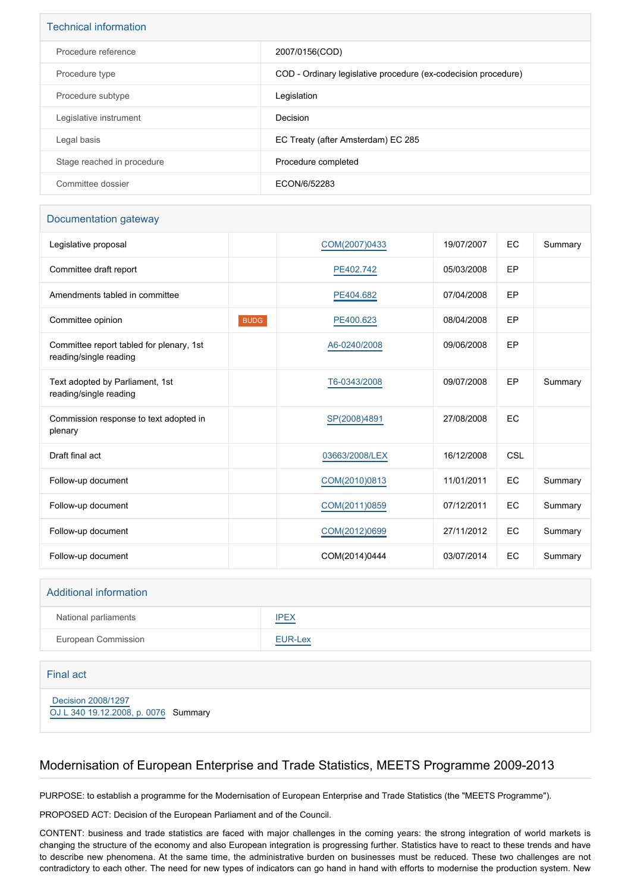## Technical information

| | |
|---|---|
| Procedure reference | 2007/0156(COD) |
| Procedure type | COD - Ordinary legislative procedure (ex-codecision procedure) |
| Procedure subtype | Legislation |
| Legislative instrument | Decision |
| Legal basis | EC Treaty (after Amsterdam) EC 285 |
| Stage reached in procedure | Procedure completed |
| Committee dossier | ECON/6/52283 |

## Documentation gateway

| | | | | | |
|---|---|---|---|---|---|
| Legislative proposal | | COM(2007)0433 | 19/07/2007 | EC | Summary |
| Committee draft report | | PE402.742 | 05/03/2008 | EP | |
| Amendments tabled in committee | | PE404.682 | 07/04/2008 | EP | |
| Committee opinion | BUDG | PE400.623 | 08/04/2008 | EP | |
| Committee report tabled for plenary, 1st reading/single reading | | A6-0240/2008 | 09/06/2008 | EP | |
| Text adopted by Parliament, 1st reading/single reading | | T6-0343/2008 | 09/07/2008 | EP | Summary |
| Commission response to text adopted in plenary | | SP(2008)4891 | 27/08/2008 | EC | |
| Draft final act | | 03663/2008/LEX | 16/12/2008 | CSL | |
| Follow-up document | | COM(2010)0813 | 11/01/2011 | EC | Summary |
| Follow-up document | | COM(2011)0859 | 07/12/2011 | EC | Summary |
| Follow-up document | | COM(2012)0699 | 27/11/2012 | EC | Summary |
| Follow-up document | | COM(2014)0444 | 03/07/2014 | EC | Summary |

## Additional information

| | |
|---|---|
| National parliaments | IPEX |
| European Commission | EUR-Lex |

## Final act

Decision 2008/1297
OJ L 340 19.12.2008, p. 0076 Summary

# Modernisation of European Enterprise and Trade Statistics, MEETS Programme 2009-2013

PURPOSE: to establish a programme for the Modernisation of European Enterprise and Trade Statistics (the "MEETS Programme").

PROPOSED ACT: Decision of the European Parliament and of the Council.

CONTENT: business and trade statistics are faced with major challenges in the coming years: the strong integration of world markets is changing the structure of the economy and also European integration is progressing further. Statistics have to react to these trends and have to describe new phenomena. At the same time, the administrative burden on businesses must be reduced. These two challenges are not contradictory to each other. The need for new types of indicators can go hand in hand with efforts to modernise the production system. New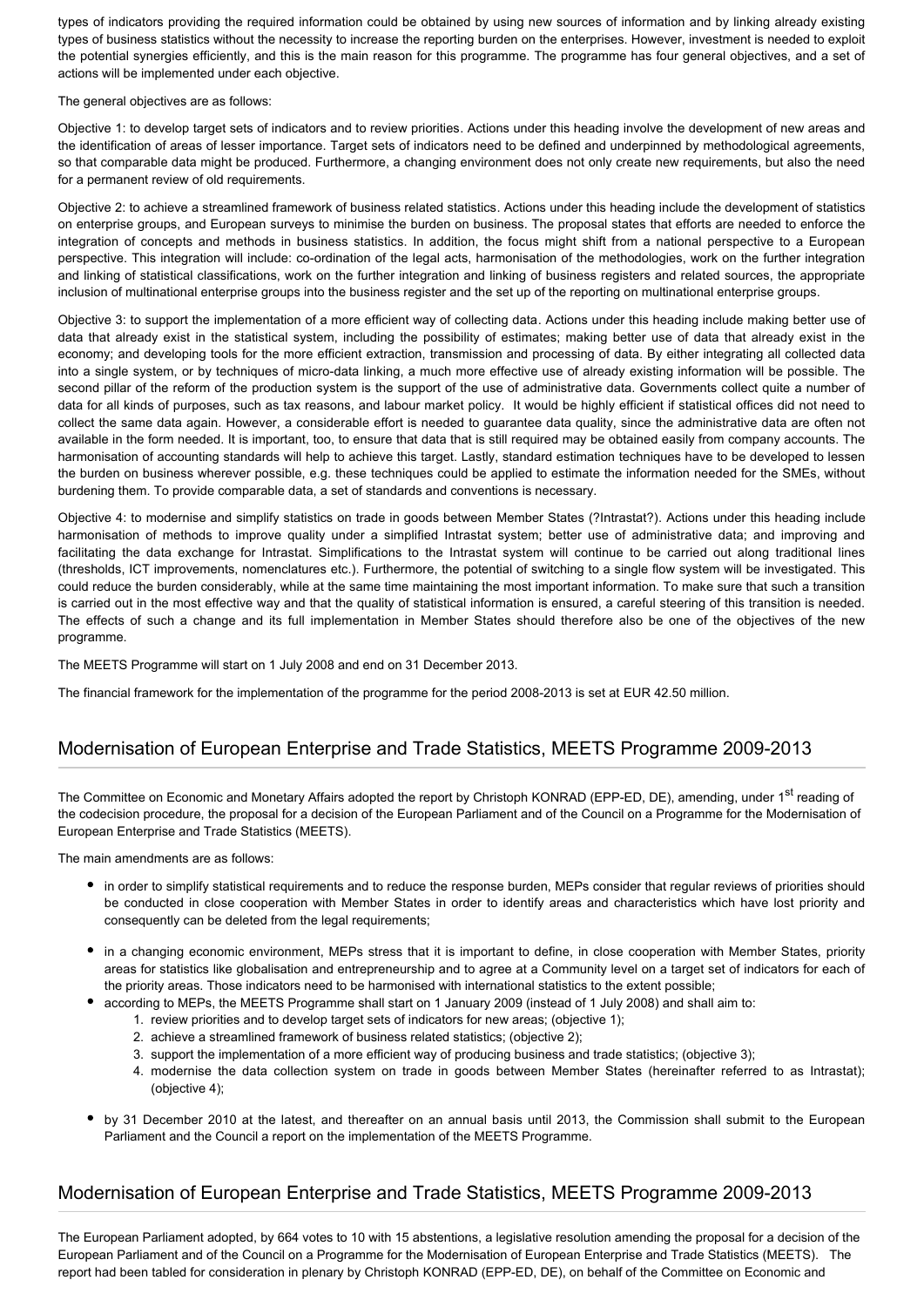types of indicators providing the required information could be obtained by using new sources of information and by linking already existing types of business statistics without the necessity to increase the reporting burden on the enterprises. However, investment is needed to exploit the potential synergies efficiently, and this is the main reason for this programme. The programme has four general objectives, and a set of actions will be implemented under each objective.

The general objectives are as follows:

Objective 1: to develop target sets of indicators and to review priorities. Actions under this heading involve the development of new areas and the identification of areas of lesser importance. Target sets of indicators need to be defined and underpinned by methodological agreements, so that comparable data might be produced. Furthermore, a changing environment does not only create new requirements, but also the need for a permanent review of old requirements.

Objective 2: to achieve a streamlined framework of business related statistics. Actions under this heading include the development of statistics on enterprise groups, and European surveys to minimise the burden on business. The proposal states that efforts are needed to enforce the integration of concepts and methods in business statistics. In addition, the focus might shift from a national perspective to a European perspective. This integration will include: co-ordination of the legal acts, harmonisation of the methodologies, work on the further integration and linking of statistical classifications, work on the further integration and linking of business registers and related sources, the appropriate inclusion of multinational enterprise groups into the business register and the set up of the reporting on multinational enterprise groups.

Objective 3: to support the implementation of a more efficient way of collecting data. Actions under this heading include making better use of data that already exist in the statistical system, including the possibility of estimates; making better use of data that already exist in the economy; and developing tools for the more efficient extraction, transmission and processing of data. By either integrating all collected data into a single system, or by techniques of micro-data linking, a much more effective use of already existing information will be possible. The second pillar of the reform of the production system is the support of the use of administrative data. Governments collect quite a number of data for all kinds of purposes, such as tax reasons, and labour market policy. It would be highly efficient if statistical offices did not need to collect the same data again. However, a considerable effort is needed to guarantee data quality, since the administrative data are often not available in the form needed. It is important, too, to ensure that data that is still required may be obtained easily from company accounts. The harmonisation of accounting standards will help to achieve this target. Lastly, standard estimation techniques have to be developed to lessen the burden on business wherever possible, e.g. these techniques could be applied to estimate the information needed for the SMEs, without burdening them. To provide comparable data, a set of standards and conventions is necessary.

Objective 4: to modernise and simplify statistics on trade in goods between Member States (?Intrastat?). Actions under this heading include harmonisation of methods to improve quality under a simplified Intrastat system; better use of administrative data; and improving and facilitating the data exchange for Intrastat. Simplifications to the Intrastat system will continue to be carried out along traditional lines (thresholds, ICT improvements, nomenclatures etc.). Furthermore, the potential of switching to a single flow system will be investigated. This could reduce the burden considerably, while at the same time maintaining the most important information. To make sure that such a transition is carried out in the most effective way and that the quality of statistical information is ensured, a careful steering of this transition is needed. The effects of such a change and its full implementation in Member States should therefore also be one of the objectives of the new programme.

The MEETS Programme will start on 1 July 2008 and end on 31 December 2013.

The financial framework for the implementation of the programme for the period 2008-2013 is set at EUR 42.50 million.

## Modernisation of European Enterprise and Trade Statistics, MEETS Programme 2009-2013

The Committee on Economic and Monetary Affairs adopted the report by Christoph KONRAD (EPP-ED, DE), amending, under 1st reading of the codecision procedure, the proposal for a decision of the European Parliament and of the Council on a Programme for the Modernisation of European Enterprise and Trade Statistics (MEETS).

The main amendments are as follows:

- in order to simplify statistical requirements and to reduce the response burden, MEPs consider that regular reviews of priorities should be conducted in close cooperation with Member States in order to identify areas and characteristics which have lost priority and consequently can be deleted from the legal requirements;
- in a changing economic environment, MEPs stress that it is important to define, in close cooperation with Member States, priority areas for statistics like globalisation and entrepreneurship and to agree at a Community level on a target set of indicators for each of the priority areas. Those indicators need to be harmonised with international statistics to the extent possible;
- according to MEPs, the MEETS Programme shall start on 1 January 2009 (instead of 1 July 2008) and shall aim to:
  1. review priorities and to develop target sets of indicators for new areas; (objective 1);
  2. achieve a streamlined framework of business related statistics; (objective 2);
  3. support the implementation of a more efficient way of producing business and trade statistics; (objective 3);
  4. modernise the data collection system on trade in goods between Member States (hereinafter referred to as Intrastat); (objective 4);
- by 31 December 2010 at the latest, and thereafter on an annual basis until 2013, the Commission shall submit to the European Parliament and the Council a report on the implementation of the MEETS Programme.

## Modernisation of European Enterprise and Trade Statistics, MEETS Programme 2009-2013

The European Parliament adopted, by 664 votes to 10 with 15 abstentions, a legislative resolution amending the proposal for a decision of the European Parliament and of the Council on a Programme for the Modernisation of European Enterprise and Trade Statistics (MEETS). The report had been tabled for consideration in plenary by Christoph KONRAD (EPP-ED, DE), on behalf of the Committee on Economic and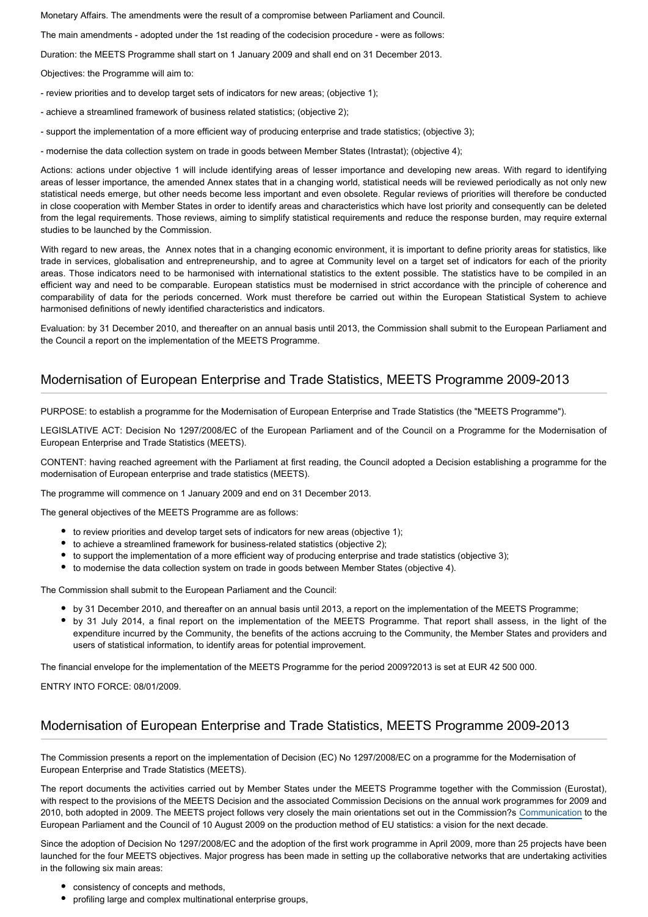Monetary Affairs. The amendments were the result of a compromise between Parliament and Council.

The main amendments - adopted under the 1st reading of the codecision procedure - were as follows:

Duration: the MEETS Programme shall start on 1 January 2009 and shall end on 31 December 2013.

Objectives: the Programme will aim to:

- review priorities and to develop target sets of indicators for new areas; (objective 1);

- achieve a streamlined framework of business related statistics; (objective 2);

- support the implementation of a more efficient way of producing enterprise and trade statistics; (objective 3);

- modernise the data collection system on trade in goods between Member States (Intrastat); (objective 4);

Actions: actions under objective 1 will include identifying areas of lesser importance and developing new areas. With regard to identifying areas of lesser importance, the amended Annex states that in a changing world, statistical needs will be reviewed periodically as not only new statistical needs emerge, but other needs become less important and even obsolete. Regular reviews of priorities will therefore be conducted in close cooperation with Member States in order to identify areas and characteristics which have lost priority and consequently can be deleted from the legal requirements. Those reviews, aiming to simplify statistical requirements and reduce the response burden, may require external studies to be launched by the Commission.

With regard to new areas, the Annex notes that in a changing economic environment, it is important to define priority areas for statistics, like trade in services, globalisation and entrepreneurship, and to agree at Community level on a target set of indicators for each of the priority areas. Those indicators need to be harmonised with international statistics to the extent possible. The statistics have to be compiled in an efficient way and need to be comparable. European statistics must be modernised in strict accordance with the principle of coherence and comparability of data for the periods concerned. Work must therefore be carried out within the European Statistical System to achieve harmonised definitions of newly identified characteristics and indicators.

Evaluation: by 31 December 2010, and thereafter on an annual basis until 2013, the Commission shall submit to the European Parliament and the Council a report on the implementation of the MEETS Programme.

## Modernisation of European Enterprise and Trade Statistics, MEETS Programme 2009-2013

PURPOSE: to establish a programme for the Modernisation of European Enterprise and Trade Statistics (the "MEETS Programme").

LEGISLATIVE ACT: Decision No 1297/2008/EC of the European Parliament and of the Council on a Programme for the Modernisation of European Enterprise and Trade Statistics (MEETS).

CONTENT: having reached agreement with the Parliament at first reading, the Council adopted a Decision establishing a programme for the modernisation of European enterprise and trade statistics (MEETS).

The programme will commence on 1 January 2009 and end on 31 December 2013.

The general objectives of the MEETS Programme are as follows:

- to review priorities and develop target sets of indicators for new areas (objective 1);
- to achieve a streamlined framework for business-related statistics (objective 2);
- to support the implementation of a more efficient way of producing enterprise and trade statistics (objective 3);
- to modernise the data collection system on trade in goods between Member States (objective 4).

The Commission shall submit to the European Parliament and the Council:

- by 31 December 2010, and thereafter on an annual basis until 2013, a report on the implementation of the MEETS Programme;
- by 31 July 2014, a final report on the implementation of the MEETS Programme. That report shall assess, in the light of the expenditure incurred by the Community, the benefits of the actions accruing to the Community, the Member States and providers and users of statistical information, to identify areas for potential improvement.

The financial envelope for the implementation of the MEETS Programme for the period 2009?2013 is set at EUR 42 500 000.

ENTRY INTO FORCE: 08/01/2009.

## Modernisation of European Enterprise and Trade Statistics, MEETS Programme 2009-2013

The Commission presents a report on the implementation of Decision (EC) No 1297/2008/EC on a programme for the Modernisation of European Enterprise and Trade Statistics (MEETS).

The report documents the activities carried out by Member States under the MEETS Programme together with the Commission (Eurostat), with respect to the provisions of the MEETS Decision and the associated Commission Decisions on the annual work programmes for 2009 and 2010, both adopted in 2009. The MEETS project follows very closely the main orientations set out in the Commission?s Communication to the European Parliament and the Council of 10 August 2009 on the production method of EU statistics: a vision for the next decade.

Since the adoption of Decision No 1297/2008/EC and the adoption of the first work programme in April 2009, more than 25 projects have been launched for the four MEETS objectives. Major progress has been made in setting up the collaborative networks that are undertaking activities in the following six main areas:

- consistency of concepts and methods,
- profiling large and complex multinational enterprise groups,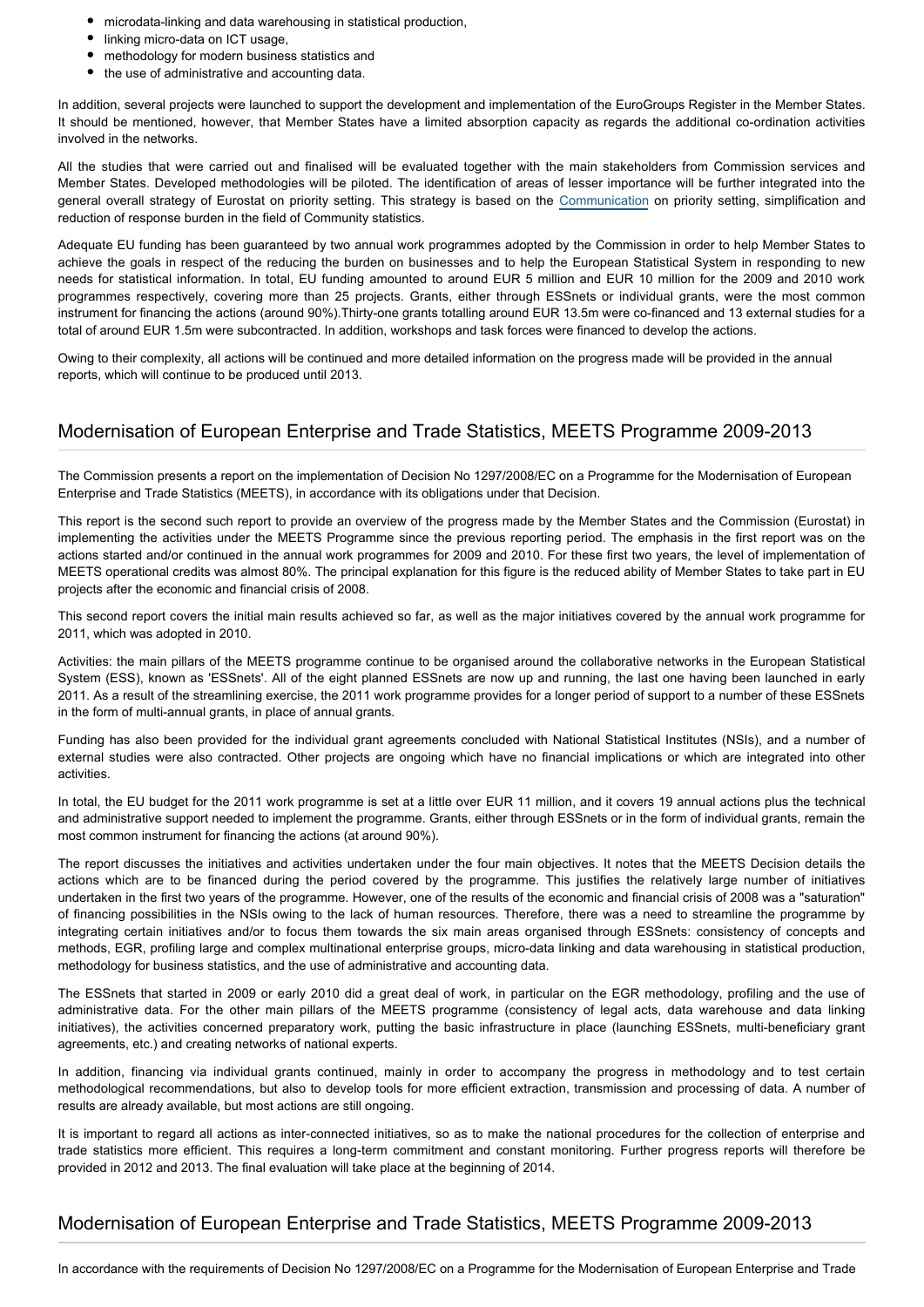- microdata-linking and data warehousing in statistical production,
- linking micro-data on ICT usage,
- methodology for modern business statistics and
- the use of administrative and accounting data.

In addition, several projects were launched to support the development and implementation of the EuroGroups Register in the Member States. It should be mentioned, however, that Member States have a limited absorption capacity as regards the additional co-ordination activities involved in the networks.

All the studies that were carried out and finalised will be evaluated together with the main stakeholders from Commission services and Member States. Developed methodologies will be piloted. The identification of areas of lesser importance will be further integrated into the general overall strategy of Eurostat on priority setting. This strategy is based on the Communication on priority setting, simplification and reduction of response burden in the field of Community statistics.

Adequate EU funding has been guaranteed by two annual work programmes adopted by the Commission in order to help Member States to achieve the goals in respect of the reducing the burden on businesses and to help the European Statistical System in responding to new needs for statistical information. In total, EU funding amounted to around EUR 5 million and EUR 10 million for the 2009 and 2010 work programmes respectively, covering more than 25 projects. Grants, either through ESSnets or individual grants, were the most common instrument for financing the actions (around 90%).Thirty-one grants totalling around EUR 13.5m were co-financed and 13 external studies for a total of around EUR 1.5m were subcontracted. In addition, workshops and task forces were financed to develop the actions.

Owing to their complexity, all actions will be continued and more detailed information on the progress made will be provided in the annual reports, which will continue to be produced until 2013.

## Modernisation of European Enterprise and Trade Statistics, MEETS Programme 2009-2013

The Commission presents a report on the implementation of Decision No 1297/2008/EC on a Programme for the Modernisation of European Enterprise and Trade Statistics (MEETS), in accordance with its obligations under that Decision.

This report is the second such report to provide an overview of the progress made by the Member States and the Commission (Eurostat) in implementing the activities under the MEETS Programme since the previous reporting period. The emphasis in the first report was on the actions started and/or continued in the annual work programmes for 2009 and 2010. For these first two years, the level of implementation of MEETS operational credits was almost 80%. The principal explanation for this figure is the reduced ability of Member States to take part in EU projects after the economic and financial crisis of 2008.

This second report covers the initial main results achieved so far, as well as the major initiatives covered by the annual work programme for 2011, which was adopted in 2010.

Activities: the main pillars of the MEETS programme continue to be organised around the collaborative networks in the European Statistical System (ESS), known as 'ESSnets'. All of the eight planned ESSnets are now up and running, the last one having been launched in early 2011. As a result of the streamlining exercise, the 2011 work programme provides for a longer period of support to a number of these ESSnets in the form of multi-annual grants, in place of annual grants.

Funding has also been provided for the individual grant agreements concluded with National Statistical Institutes (NSIs), and a number of external studies were also contracted. Other projects are ongoing which have no financial implications or which are integrated into other activities.

In total, the EU budget for the 2011 work programme is set at a little over EUR 11 million, and it covers 19 annual actions plus the technical and administrative support needed to implement the programme. Grants, either through ESSnets or in the form of individual grants, remain the most common instrument for financing the actions (at around 90%).

The report discusses the initiatives and activities undertaken under the four main objectives. It notes that the MEETS Decision details the actions which are to be financed during the period covered by the programme. This justifies the relatively large number of initiatives undertaken in the first two years of the programme. However, one of the results of the economic and financial crisis of 2008 was a "saturation" of financing possibilities in the NSIs owing to the lack of human resources. Therefore, there was a need to streamline the programme by integrating certain initiatives and/or to focus them towards the six main areas organised through ESSnets: consistency of concepts and methods, EGR, profiling large and complex multinational enterprise groups, micro-data linking and data warehousing in statistical production, methodology for business statistics, and the use of administrative and accounting data.

The ESSnets that started in 2009 or early 2010 did a great deal of work, in particular on the EGR methodology, profiling and the use of administrative data. For the other main pillars of the MEETS programme (consistency of legal acts, data warehouse and data linking initiatives), the activities concerned preparatory work, putting the basic infrastructure in place (launching ESSnets, multi-beneficiary grant agreements, etc.) and creating networks of national experts.

In addition, financing via individual grants continued, mainly in order to accompany the progress in methodology and to test certain methodological recommendations, but also to develop tools for more efficient extraction, transmission and processing of data. A number of results are already available, but most actions are still ongoing.

It is important to regard all actions as inter-connected initiatives, so as to make the national procedures for the collection of enterprise and trade statistics more efficient. This requires a long-term commitment and constant monitoring. Further progress reports will therefore be provided in 2012 and 2013. The final evaluation will take place at the beginning of 2014.

## Modernisation of European Enterprise and Trade Statistics, MEETS Programme 2009-2013

In accordance with the requirements of Decision No 1297/2008/EC on a Programme for the Modernisation of European Enterprise and Trade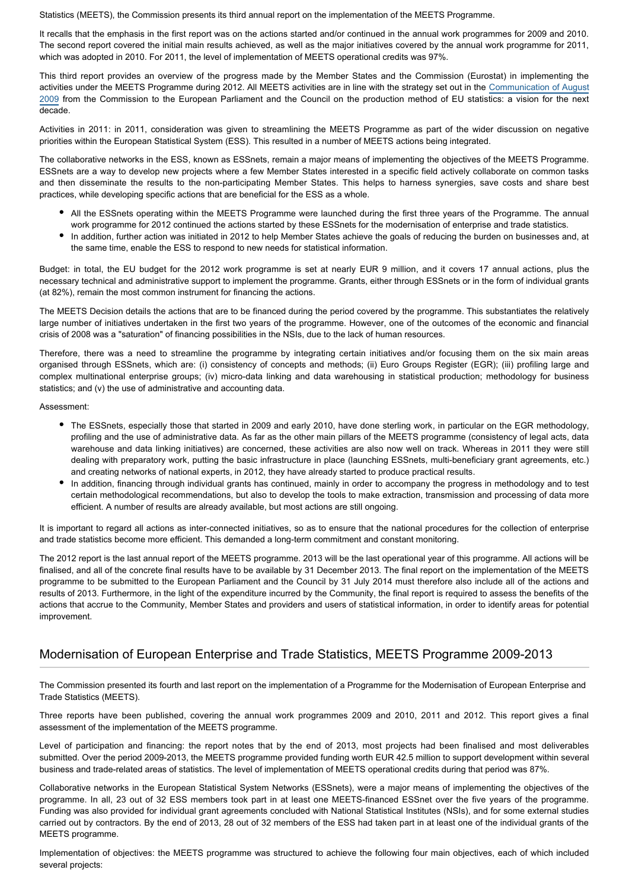Statistics (MEETS), the Commission presents its third annual report on the implementation of the MEETS Programme.

It recalls that the emphasis in the first report was on the actions started and/or continued in the annual work programmes for 2009 and 2010. The second report covered the initial main results achieved, as well as the major initiatives covered by the annual work programme for 2011, which was adopted in 2010. For 2011, the level of implementation of MEETS operational credits was 97%.

This third report provides an overview of the progress made by the Member States and the Commission (Eurostat) in implementing the activities under the MEETS Programme during 2012. All MEETS activities are in line with the strategy set out in the Communication of August 2009 from the Commission to the European Parliament and the Council on the production method of EU statistics: a vision for the next decade.

Activities in 2011: in 2011, consideration was given to streamlining the MEETS Programme as part of the wider discussion on negative priorities within the European Statistical System (ESS). This resulted in a number of MEETS actions being integrated.

The collaborative networks in the ESS, known as ESSnets, remain a major means of implementing the objectives of the MEETS Programme. ESSnets are a way to develop new projects where a few Member States interested in a specific field actively collaborate on common tasks and then disseminate the results to the non-participating Member States. This helps to harness synergies, save costs and share best practices, while developing specific actions that are beneficial for the ESS as a whole.

- All the ESSnets operating within the MEETS Programme were launched during the first three years of the Programme. The annual work programme for 2012 continued the actions started by these ESSnets for the modernisation of enterprise and trade statistics.
- In addition, further action was initiated in 2012 to help Member States achieve the goals of reducing the burden on businesses and, at the same time, enable the ESS to respond to new needs for statistical information.

Budget: in total, the EU budget for the 2012 work programme is set at nearly EUR 9 million, and it covers 17 annual actions, plus the necessary technical and administrative support to implement the programme. Grants, either through ESSnets or in the form of individual grants (at 82%), remain the most common instrument for financing the actions.

The MEETS Decision details the actions that are to be financed during the period covered by the programme. This substantiates the relatively large number of initiatives undertaken in the first two years of the programme. However, one of the outcomes of the economic and financial crisis of 2008 was a "saturation" of financing possibilities in the NSIs, due to the lack of human resources.

Therefore, there was a need to streamline the programme by integrating certain initiatives and/or focusing them on the six main areas organised through ESSnets, which are: (i) consistency of concepts and methods; (ii) Euro Groups Register (EGR); (iii) profiling large and complex multinational enterprise groups; (iv) micro-data linking and data warehousing in statistical production; methodology for business statistics; and (v) the use of administrative and accounting data.

Assessment:

- The ESSnets, especially those that started in 2009 and early 2010, have done sterling work, in particular on the EGR methodology, profiling and the use of administrative data. As far as the other main pillars of the MEETS programme (consistency of legal acts, data warehouse and data linking initiatives) are concerned, these activities are also now well on track. Whereas in 2011 they were still dealing with preparatory work, putting the basic infrastructure in place (launching ESSnets, multi-beneficiary grant agreements, etc.) and creating networks of national experts, in 2012, they have already started to produce practical results.
- In addition, financing through individual grants has continued, mainly in order to accompany the progress in methodology and to test certain methodological recommendations, but also to develop the tools to make extraction, transmission and processing of data more efficient. A number of results are already available, but most actions are still ongoing.

It is important to regard all actions as inter-connected initiatives, so as to ensure that the national procedures for the collection of enterprise and trade statistics become more efficient. This demanded a long-term commitment and constant monitoring.

The 2012 report is the last annual report of the MEETS programme. 2013 will be the last operational year of this programme. All actions will be finalised, and all of the concrete final results have to be available by 31 December 2013. The final report on the implementation of the MEETS programme to be submitted to the European Parliament and the Council by 31 July 2014 must therefore also include all of the actions and results of 2013. Furthermore, in the light of the expenditure incurred by the Community, the final report is required to assess the benefits of the actions that accrue to the Community, Member States and providers and users of statistical information, in order to identify areas for potential improvement.

## Modernisation of European Enterprise and Trade Statistics, MEETS Programme 2009-2013

The Commission presented its fourth and last report on the implementation of a Programme for the Modernisation of European Enterprise and Trade Statistics (MEETS).

Three reports have been published, covering the annual work programmes 2009 and 2010, 2011 and 2012. This report gives a final assessment of the implementation of the MEETS programme.

Level of participation and financing: the report notes that by the end of 2013, most projects had been finalised and most deliverables submitted. Over the period 2009-2013, the MEETS programme provided funding worth EUR 42.5 million to support development within several business and trade-related areas of statistics. The level of implementation of MEETS operational credits during that period was 87%.

Collaborative networks in the European Statistical System Networks (ESSnets), were a major means of implementing the objectives of the programme. In all, 23 out of 32 ESS members took part in at least one MEETS-financed ESSnet over the five years of the programme. Funding was also provided for individual grant agreements concluded with National Statistical Institutes (NSIs), and for some external studies carried out by contractors. By the end of 2013, 28 out of 32 members of the ESS had taken part in at least one of the individual grants of the MEETS programme.

Implementation of objectives: the MEETS programme was structured to achieve the following four main objectives, each of which included several projects: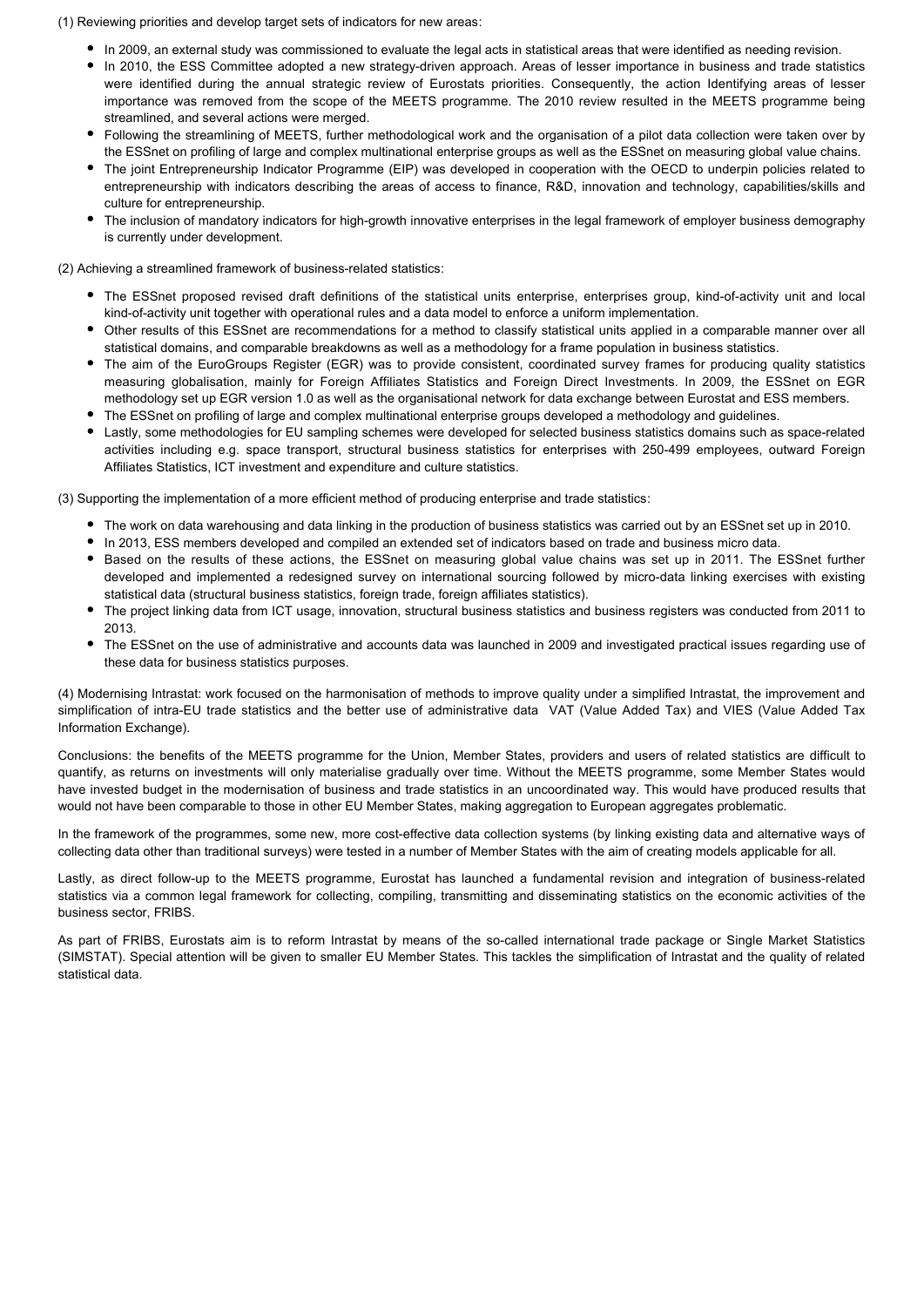(1) Reviewing priorities and develop target sets of indicators for new areas:

- In 2009, an external study was commissioned to evaluate the legal acts in statistical areas that were identified as needing revision.
- In 2010, the ESS Committee adopted a new strategy-driven approach. Areas of lesser importance in business and trade statistics were identified during the annual strategic review of Eurostats priorities. Consequently, the action Identifying areas of lesser importance was removed from the scope of the MEETS programme. The 2010 review resulted in the MEETS programme being streamlined, and several actions were merged.
- Following the streamlining of MEETS, further methodological work and the organisation of a pilot data collection were taken over by the ESSnet on profiling of large and complex multinational enterprise groups as well as the ESSnet on measuring global value chains.
- The joint Entrepreneurship Indicator Programme (EIP) was developed in cooperation with the OECD to underpin policies related to entrepreneurship with indicators describing the areas of access to finance, R&D, innovation and technology, capabilities/skills and culture for entrepreneurship.
- The inclusion of mandatory indicators for high-growth innovative enterprises in the legal framework of employer business demography is currently under development.

(2) Achieving a streamlined framework of business-related statistics:

- The ESSnet proposed revised draft definitions of the statistical units enterprise, enterprises group, kind-of-activity unit and local kind-of-activity unit together with operational rules and a data model to enforce a uniform implementation.
- Other results of this ESSnet are recommendations for a method to classify statistical units applied in a comparable manner over all statistical domains, and comparable breakdowns as well as a methodology for a frame population in business statistics.
- The aim of the EuroGroups Register (EGR) was to provide consistent, coordinated survey frames for producing quality statistics measuring globalisation, mainly for Foreign Affiliates Statistics and Foreign Direct Investments. In 2009, the ESSnet on EGR methodology set up EGR version 1.0 as well as the organisational network for data exchange between Eurostat and ESS members.
- The ESSnet on profiling of large and complex multinational enterprise groups developed a methodology and guidelines.
- Lastly, some methodologies for EU sampling schemes were developed for selected business statistics domains such as space-related activities including e.g. space transport, structural business statistics for enterprises with 250-499 employees, outward Foreign Affiliates Statistics, ICT investment and expenditure and culture statistics.

(3) Supporting the implementation of a more efficient method of producing enterprise and trade statistics:

- The work on data warehousing and data linking in the production of business statistics was carried out by an ESSnet set up in 2010.
- In 2013, ESS members developed and compiled an extended set of indicators based on trade and business micro data.
- Based on the results of these actions, the ESSnet on measuring global value chains was set up in 2011. The ESSnet further developed and implemented a redesigned survey on international sourcing followed by micro-data linking exercises with existing statistical data (structural business statistics, foreign trade, foreign affiliates statistics).
- The project linking data from ICT usage, innovation, structural business statistics and business registers was conducted from 2011 to 2013.
- The ESSnet on the use of administrative and accounts data was launched in 2009 and investigated practical issues regarding use of these data for business statistics purposes.

(4) Modernising Intrastat: work focused on the harmonisation of methods to improve quality under a simplified Intrastat, the improvement and simplification of intra-EU trade statistics and the better use of administrative data VAT (Value Added Tax) and VIES (Value Added Tax Information Exchange).

Conclusions: the benefits of the MEETS programme for the Union, Member States, providers and users of related statistics are difficult to quantify, as returns on investments will only materialise gradually over time. Without the MEETS programme, some Member States would have invested budget in the modernisation of business and trade statistics in an uncoordinated way. This would have produced results that would not have been comparable to those in other EU Member States, making aggregation to European aggregates problematic.

In the framework of the programmes, some new, more cost-effective data collection systems (by linking existing data and alternative ways of collecting data other than traditional surveys) were tested in a number of Member States with the aim of creating models applicable for all.

Lastly, as direct follow-up to the MEETS programme, Eurostat has launched a fundamental revision and integration of business-related statistics via a common legal framework for collecting, compiling, transmitting and disseminating statistics on the economic activities of the business sector, FRIBS.

As part of FRIBS, Eurostats aim is to reform Intrastat by means of the so-called international trade package or Single Market Statistics (SIMSTAT). Special attention will be given to smaller EU Member States. This tackles the simplification of Intrastat and the quality of related statistical data.